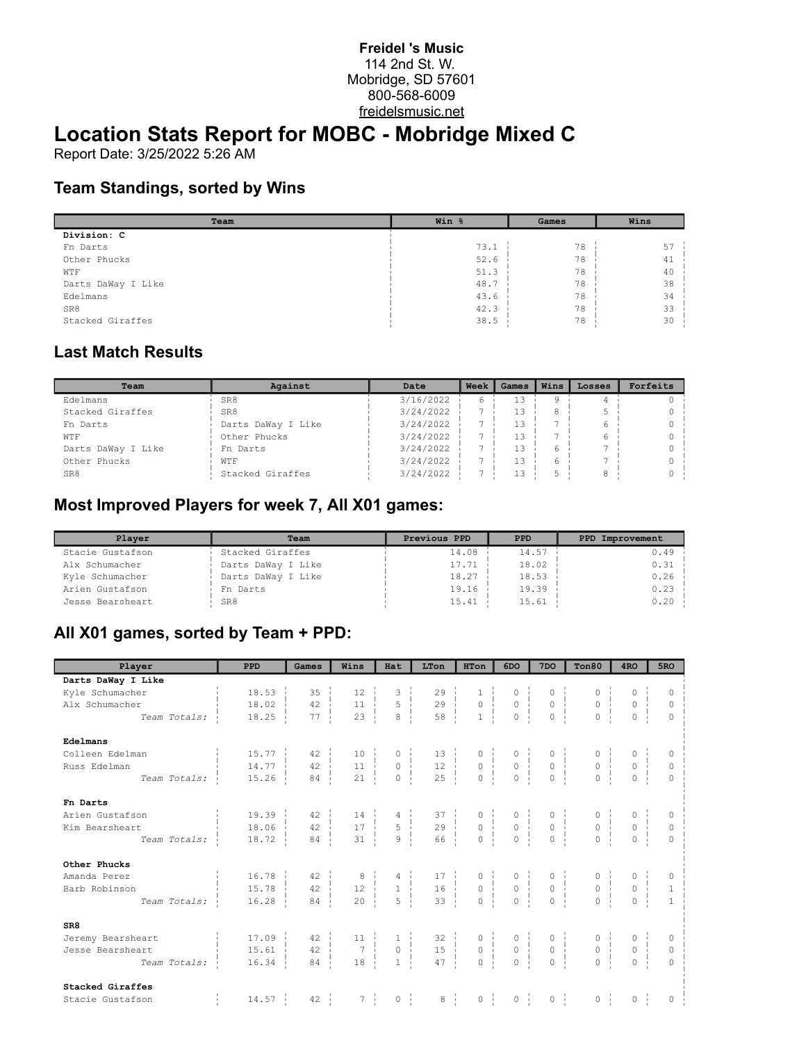**Freidel 's Music**
114 2nd St. W.
Mobridge, SD 57601
800-568-6009
freidelsmusic.net

# Location Stats Report for MOBC - Mobridge Mixed C

Report Date: 3/25/2022 5:26 AM

## Team Standings, sorted by Wins

| Team | Win % | Games | Wins |
|---|---|---|---|
| **Division: C** | | | |
| Fn Darts | 73.1 | 78 | 57 |
| Other Phucks | 52.6 | 78 | 41 |
| WTF | 51.3 | 78 | 40 |
| Darts DaWay I Like | 48.7 | 78 | 38 |
| Edelmans | 43.6 | 78 | 34 |
| SR8 | 42.3 | 78 | 33 |
| Stacked Giraffes | 38.5 | 78 | 30 |

## Last Match Results

| Team | Against | Date | Week | Games | Wins | Losses | Forfeits |
|---|---|---|---|---|---|---|---|
| Edelmans | SR8 | 3/16/2022 | 6 | 13 | 9 | 4 | 0 |
| Stacked Giraffes | SR8 | 3/24/2022 | 7 | 13 | 8 | 5 | 0 |
| Fn Darts | Darts DaWay I Like | 3/24/2022 | 7 | 13 | 7 | 6 | 0 |
| WTF | Other Phucks | 3/24/2022 | 7 | 13 | 7 | 6 | 0 |
| Darts DaWay I Like | Fn Darts | 3/24/2022 | 7 | 13 | 6 | 7 | 0 |
| Other Phucks | WTF | 3/24/2022 | 7 | 13 | 6 | 7 | 0 |
| SR8 | Stacked Giraffes | 3/24/2022 | 7 | 13 | 5 | 8 | 0 |

## Most Improved Players for week 7, All X01 games:

| Player | Team | Previous PPD | PPD | PPD Improvement |
|---|---|---|---|---|
| Stacie Gustafson | Stacked Giraffes | 14.08 | 14.57 | 0.49 |
| Alx Schumacher | Darts DaWay I Like | 17.71 | 18.02 | 0.31 |
| Kyle Schumacher | Darts DaWay I Like | 18.27 | 18.53 | 0.26 |
| Arien Gustafson | Fn Darts | 19.16 | 19.39 | 0.23 |
| Jesse Bearsheart | SR8 | 15.41 | 15.61 | 0.20 |

## All X01 games, sorted by Team + PPD:

| Player | PPD | Games | Wins | Hat | LTon | HTon | 6DO | 7DO | Ton80 | 4RO | 5RO |
|---|---|---|---|---|---|---|---|---|---|---|---|
| **Darts DaWay I Like** | | | | | | | | | | | |
| Kyle Schumacher | 18.53 | 35 | 12 | 3 | 29 | 1 | 0 | 0 | 0 | 0 | 0 |
| Alx Schumacher | 18.02 | 42 | 11 | 5 | 29 | 0 | 0 | 0 | 0 | 0 | 0 |
| *Team Totals:* | 18.25 | 77 | 23 | 8 | 58 | 1 | 0 | 0 | 0 | 0 | 0 |
| | | | | | | | | | | | |
| **Edelmans** | | | | | | | | | | | |
| Colleen Edelman | 15.77 | 42 | 10 | 0 | 13 | 0 | 0 | 0 | 0 | 0 | 0 |
| Russ Edelman | 14.77 | 42 | 11 | 0 | 12 | 0 | 0 | 0 | 0 | 0 | 0 |
| *Team Totals:* | 15.26 | 84 | 21 | 0 | 25 | 0 | 0 | 0 | 0 | 0 | 0 |
| | | | | | | | | | | | |
| **Fn Darts** | | | | | | | | | | | |
| Arien Gustafson | 19.39 | 42 | 14 | 4 | 37 | 0 | 0 | 0 | 0 | 0 | 0 |
| Kim Bearsheart | 18.06 | 42 | 17 | 5 | 29 | 0 | 0 | 0 | 0 | 0 | 0 |
| *Team Totals:* | 18.72 | 84 | 31 | 9 | 66 | 0 | 0 | 0 | 0 | 0 | 0 |
| | | | | | | | | | | | |
| **Other Phucks** | | | | | | | | | | | |
| Amanda Perez | 16.78 | 42 | 8 | 4 | 17 | 0 | 0 | 0 | 0 | 0 | 0 |
| Barb Robinson | 15.78 | 42 | 12 | 1 | 16 | 0 | 0 | 0 | 0 | 0 | 1 |
| *Team Totals:* | 16.28 | 84 | 20 | 5 | 33 | 0 | 0 | 0 | 0 | 0 | 1 |
| | | | | | | | | | | | |
| **SR8** | | | | | | | | | | | |
| Jeremy Bearsheart | 17.09 | 42 | 11 | 1 | 32 | 0 | 0 | 0 | 0 | 0 | 0 |
| Jesse Bearsheart | 15.61 | 42 | 7 | 0 | 15 | 0 | 0 | 0 | 0 | 0 | 0 |
| *Team Totals:* | 16.34 | 84 | 18 | 1 | 47 | 0 | 0 | 0 | 0 | 0 | 0 |
| | | | | | | | | | | | |
| **Stacked Giraffes** | | | | | | | | | | | |
| Stacie Gustafson | 14.57 | 42 | 7 | 0 | 8 | 0 | 0 | 0 | 0 | 0 | 0 |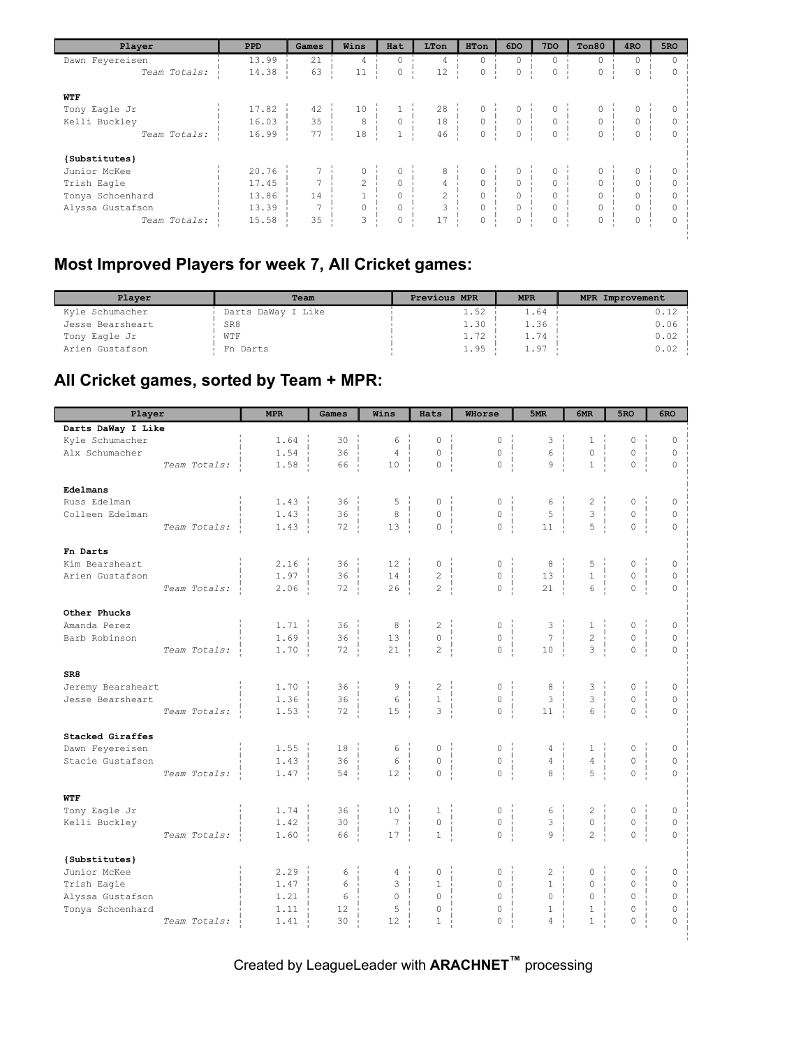| Player | PPD | Games | Wins | Hat | LTon | HTon | 6DO | 7DO | Ton80 | 4RO | 5RO |
|---|---|---|---|---|---|---|---|---|---|---|---|
| Dawn Feyereisen | 13.99 | 21 | 4 | 0 | 4 | 0 | 0 | 0 | 0 | 0 | 0 |
| *Team Totals:* | 14.38 | 63 | 11 | 0 | 12 | 0 | 0 | 0 | 0 | 0 | 0 |
| **WTF** | | | | | | | | | | | |
| Tony Eagle Jr | 17.82 | 42 | 10 | 1 | 28 | 0 | 0 | 0 | 0 | 0 | 0 |
| Kelli Buckley | 16.03 | 35 | 8 | 0 | 18 | 0 | 0 | 0 | 0 | 0 | 0 |
| *Team Totals:* | 16.99 | 77 | 18 | 1 | 46 | 0 | 0 | 0 | 0 | 0 | 0 |
| **{Substitutes}** | | | | | | | | | | | |
| Junior McKee | 20.76 | 7 | 0 | 0 | 8 | 0 | 0 | 0 | 0 | 0 | 0 |
| Trish Eagle | 17.45 | 7 | 2 | 0 | 4 | 0 | 0 | 0 | 0 | 0 | 0 |
| Tonya Schoenhard | 13.86 | 14 | 1 | 0 | 2 | 0 | 0 | 0 | 0 | 0 | 0 |
| Alyssa Gustafson | 13.39 | 7 | 0 | 0 | 3 | 0 | 0 | 0 | 0 | 0 | 0 |
| *Team Totals:* | 15.58 | 35 | 3 | 0 | 17 | 0 | 0 | 0 | 0 | 0 | 0 |

## Most Improved Players for week 7, All Cricket games:

| Player | Team | Previous MPR | MPR | MPR Improvement |
|---|---|---|---|---|
| Kyle Schumacher | Darts DaWay I Like | 1.52 | 1.64 | 0.12 |
| Jesse Bearsheart | SR8 | 1.30 | 1.36 | 0.06 |
| Tony Eagle Jr | WTF | 1.72 | 1.74 | 0.02 |
| Arien Gustafson | Fn Darts | 1.95 | 1.97 | 0.02 |

## All Cricket games, sorted by Team + MPR:

| Player | MPR | Games | Wins | Hats | WHorse | 5MR | 6MR | 5RO | 6RO |
|---|---|---|---|---|---|---|---|---|---|
| **Darts DaWay I Like** | | | | | | | | | |
| Kyle Schumacher | 1.64 | 30 | 6 | 0 | 0 | 3 | 1 | 0 | 0 |
| Alx Schumacher | 1.54 | 36 | 4 | 0 | 0 | 6 | 0 | 0 | 0 |
| *Team Totals:* | 1.58 | 66 | 10 | 0 | 0 | 9 | 1 | 0 | 0 |
| **Edelmans** | | | | | | | | | |
| Russ Edelman | 1.43 | 36 | 5 | 0 | 0 | 6 | 2 | 0 | 0 |
| Colleen Edelman | 1.43 | 36 | 8 | 0 | 0 | 5 | 3 | 0 | 0 |
| *Team Totals:* | 1.43 | 72 | 13 | 0 | 0 | 11 | 5 | 0 | 0 |
| **Fn Darts** | | | | | | | | | |
| Kim Bearsheart | 2.16 | 36 | 12 | 0 | 0 | 8 | 5 | 0 | 0 |
| Arien Gustafson | 1.97 | 36 | 14 | 2 | 0 | 13 | 1 | 0 | 0 |
| *Team Totals:* | 2.06 | 72 | 26 | 2 | 0 | 21 | 6 | 0 | 0 |
| **Other Phucks** | | | | | | | | | |
| Amanda Perez | 1.71 | 36 | 8 | 2 | 0 | 3 | 1 | 0 | 0 |
| Barb Robinson | 1.69 | 36 | 13 | 0 | 0 | 7 | 2 | 0 | 0 |
| *Team Totals:* | 1.70 | 72 | 21 | 2 | 0 | 10 | 3 | 0 | 0 |
| **SR8** | | | | | | | | | |
| Jeremy Bearsheart | 1.70 | 36 | 9 | 2 | 0 | 8 | 3 | 0 | 0 |
| Jesse Bearsheart | 1.36 | 36 | 6 | 1 | 0 | 3 | 3 | 0 | 0 |
| *Team Totals:* | 1.53 | 72 | 15 | 3 | 0 | 11 | 6 | 0 | 0 |
| **Stacked Giraffes** | | | | | | | | | |
| Dawn Feyereisen | 1.55 | 18 | 6 | 0 | 0 | 4 | 1 | 0 | 0 |
| Stacie Gustafson | 1.43 | 36 | 6 | 0 | 0 | 4 | 4 | 0 | 0 |
| *Team Totals:* | 1.47 | 54 | 12 | 0 | 0 | 8 | 5 | 0 | 0 |
| **WTF** | | | | | | | | | |
| Tony Eagle Jr | 1.74 | 36 | 10 | 1 | 0 | 6 | 2 | 0 | 0 |
| Kelli Buckley | 1.42 | 30 | 7 | 0 | 0 | 3 | 0 | 0 | 0 |
| *Team Totals:* | 1.60 | 66 | 17 | 1 | 0 | 9 | 2 | 0 | 0 |
| **{Substitutes}** | | | | | | | | | |
| Junior McKee | 2.29 | 6 | 4 | 0 | 0 | 2 | 0 | 0 | 0 |
| Trish Eagle | 1.47 | 6 | 3 | 1 | 0 | 1 | 0 | 0 | 0 |
| Alyssa Gustafson | 1.21 | 6 | 0 | 0 | 0 | 0 | 0 | 0 | 0 |
| Tonya Schoenhard | 1.11 | 12 | 5 | 0 | 0 | 1 | 1 | 0 | 0 |
| *Team Totals:* | 1.41 | 30 | 12 | 1 | 0 | 4 | 1 | 0 | 0 |

Created by LeagueLeader with **ARACHNET™** processing